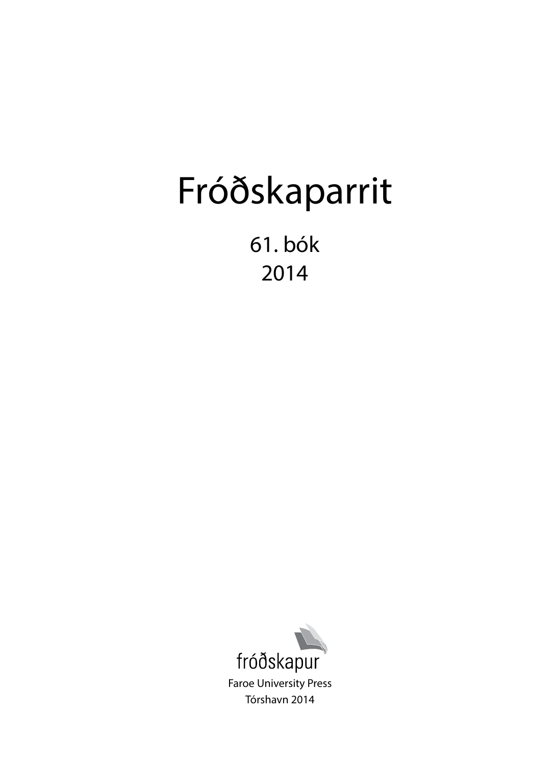# Fróðskaparrit

61. bók
2014

fróðskapur

Faroe University Press
Tórshavn 2014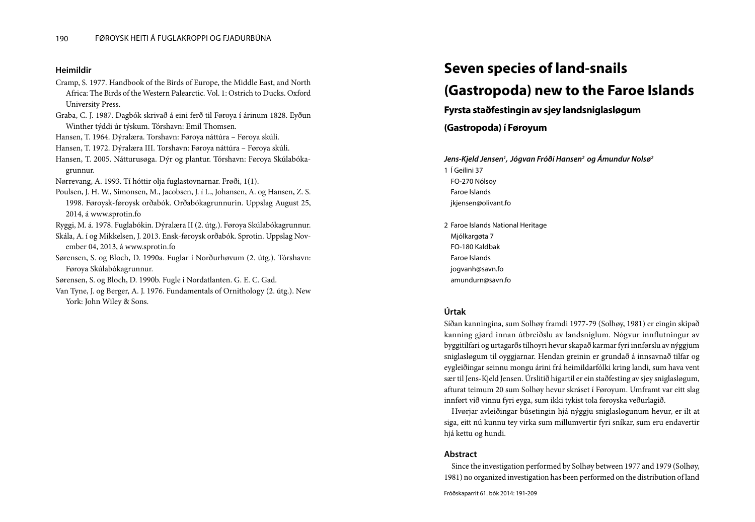### Heimildir

Cramp, S. 1977. Handbook of the Birds of Europe, the Middle East, and North Africa: The Birds of the Western Palearctic. Vol. 1: Ostrich to Ducks. Oxford University Press.

Graba, C. J. 1987. Dagbók skrivað á eini ferð til Føroya í árinum 1828. Eyðun Winther týddi úr týskum. Tórshavn: Emil Thomsen.

Hansen, T. 1964. Dýralæra. Torshavn: Føroya náttúra – Føroya skúli.

Hansen, T. 1972. Dýralæra III. Torshavn: Føroya náttúra – Føroya skúli.

Hansen, T. 2005. Náttúrusøga. Dýr og plantur. Tórshavn: Føroya Skúlabókagrunnur.

Nørrevang, A. 1993. Tí hóttir olja fuglastovnarnar. Frøði, 1(1).

Poulsen, J. H. W., Simonsen, M., Jacobsen, J. í L., Johansen, A. og Hansen, Z. S. 1998. Føroysk-føroysk orðabók. Orðabókagrunnurin. Uppslag August 25, 2014, á www.sprotin.fo

Ryggi, M. á. 1978. Fuglabókin. Dýralæra II (2. útg.). Føroya Skúlabókagrunnur.

Skála, A. í og Mikkelsen, J. 2013. Ensk-føroysk orðabók. Sprotin. Uppslag November 04, 2013, á www.sprotin.fo

Sørensen, S. og Bloch, D. 1990a. Fuglar í Norðurhøvum (2. útg.). Tórshavn: Føroya Skúlabókagrunnur.

Sørensen, S. og Bloch, D. 1990b. Fugle i Nordatlanten. G. E. C. Gad.

Van Tyne, J. og Berger, A. J. 1976. Fundamentals of Ornithology (2. útg.). New York: John Wiley & Sons.

# Seven species of land-snails (Gastropoda) new to the Faroe Islands

## Fyrsta staðfestingin av sjey landssniglasløgum (Gastropoda) í Føroyum

***Jens-Kjeld Jensen[1], Jógvan Fróði Hansen[2] og Ámundur Nolsø[2]***

1 Í Geilini 37
FO-270 Nólsoy
Faroe Islands
jkjensen@olivant.fo

2 Faroe Islands National Heritage
Mjólkargøta 7
FO-180 Kaldbak
Faroe Islands
jogvanh@savn.fo
amundurn@savn.fo

### Úrtak

Síðan kanningina, sum Solhøy framdi 1977-79 (Solhøy, 1981) er eingin skipað kanning gjørd innan útbreiðslu av landssniglum. Nógvur innflutningur av byggitilfari og urtagarðs tilhoyri hevur skapað karmar fyri innførslu av nýggjum sniglasløgum til oyggjarnar. Hendan greinin er grundað á innsavnað tilfar og eygleiðingar seinnu mongu árini frá heimildarfólki kring landi, sum hava vent sær til Jens-Kjeld Jensen. Úrslitið higartil er ein staðfesting av sjey sniglasløgum, afturat teimum 20 sum Solhøy hevur skráset í Føroyum. Umframt var eitt slag innført við vinnu fyri eyga, sum ikki tykist tola føroyska veðurlagið.

Hvørjar avleiðingar búsetingin hjá nýggju sniglasløgunum hevur, er ilt at siga, eitt nú kunnu tey virka sum millumvertir fyri sníkar, sum eru endavertir hjá kettu og hundi.

### Abstract

Since the investigation performed by Solhøy between 1977 and 1979 (Solhøy, 1981) no organized investigation has been performed on the distribution of land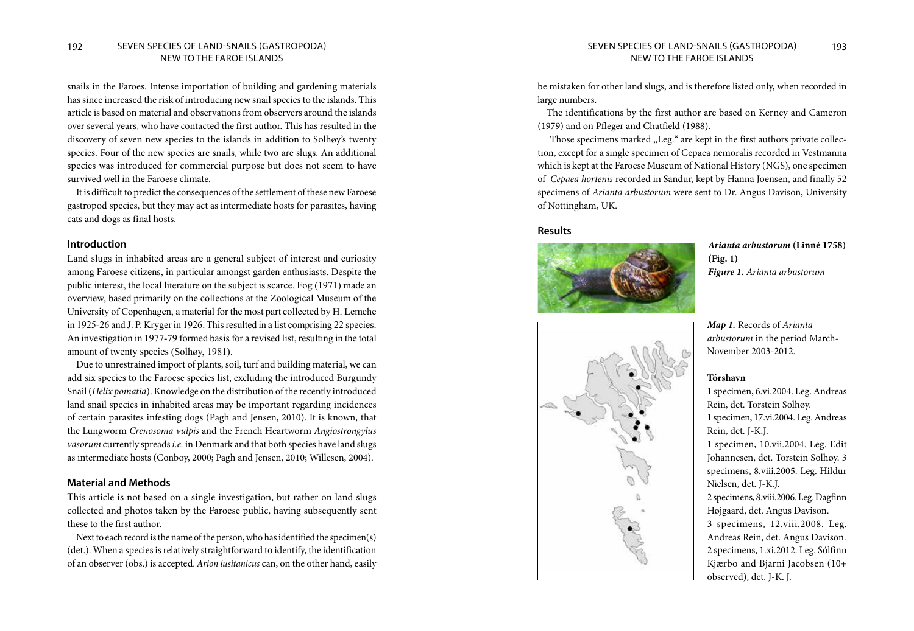snails in the Faroes. Intense importation of building and gardening materials has since increased the risk of introducing new snail species to the islands. This article is based on material and observations from observers around the islands over several years, who have contacted the first author. This has resulted in the discovery of seven new species to the islands in addition to Solhøy's twenty species. Four of the new species are snails, while two are slugs. An additional species was introduced for commercial purpose but does not seem to have survived well in the Faroese climate.

It is difficult to predict the consequences of the settlement of these new Faroese gastropod species, but they may act as intermediate hosts for parasites, having cats and dogs as final hosts.

## Introduction

Land slugs in inhabited areas are a general subject of interest and curiosity among Faroese citizens, in particular amongst garden enthusiasts. Despite the public interest, the local literature on the subject is scarce. Fog (1971) made an overview, based primarily on the collections at the Zoological Museum of the University of Copenhagen, a material for the most part collected by H. Lemche in 1925-26 and J. P. Kryger in 1926. This resulted in a list comprising 22 species. An investigation in 1977-79 formed basis for a revised list, resulting in the total amount of twenty species (Solhøy, 1981).

Due to unrestrained import of plants, soil, turf and building material, we can add six species to the Faroese species list, excluding the introduced Burgundy Snail (*Helix pomatia*). Knowledge on the distribution of the recently introduced land snail species in inhabited areas may be important regarding incidences of certain parasites infesting dogs (Pagh and Jensen, 2010). It is known, that the Lungworm *Crenosoma vulpis* and the French Heartworm *Angiostrongylus vasorum* currently spreads *i.e.* in Denmark and that both species have land slugs as intermediate hosts (Conboy, 2000; Pagh and Jensen, 2010; Willesen, 2004).

## Material and Methods

This article is not based on a single investigation, but rather on land slugs collected and photos taken by the Faroese public, having subsequently sent these to the first author.

Next to each record is the name of the person, who has identified the specimen(s) (det.). When a species is relatively straightforward to identify, the identification of an observer (obs.) is accepted. *Arion lusitanicus* can, on the other hand, easily be mistaken for other land slugs, and is therefore listed only, when recorded in large numbers.

The identifications by the first author are based on Kerney and Cameron (1979) and on Pfleger and Chatfield (1988).

Those specimens marked „Leg." are kept in the first authors private collection, except for a single specimen of Cepaea nemoralis recorded in Vestmanna which is kept at the Faroese Museum of National History (NGS), one specimen of *Cepaea hortenis* recorded in Sandur, kept by Hanna Joensen, and finally 52 specimens of *Arianta arbustorum* were sent to Dr. Angus Davison, University of Nottingham, UK.

## Results

***Arianta arbustorum* (Linné 1758) (Fig. 1)**

***Figure 1.** Arianta arbustorum*

***Map 1.*** Records of *Arianta arbustorum* in the period March-November 2003-2012.

**Tórshavn**

1 specimen, 6.vi.2004. Leg. Andreas Rein, det. Torstein Solhøy.
1 specimen, 17.vi.2004. Leg. Andreas Rein, det. J-K.J.
1 specimen, 10.vii.2004. Leg. Edit Johannesen, det. Torstein Solhøy. 3 specimens, 8.viii.2005. Leg. Hildur Nielsen, det. J-K.J.
2 specimens, 8.viii.2006. Leg. Dagfinn Højgaard, det. Angus Davison.
3 specimens, 12.viii.2008. Leg. Andreas Rein, det. Angus Davison.
2 specimens, 1.xi.2012. Leg. Sólfinn Kjærbo and Bjarni Jacobsen (10+ observed), det. J-K. J.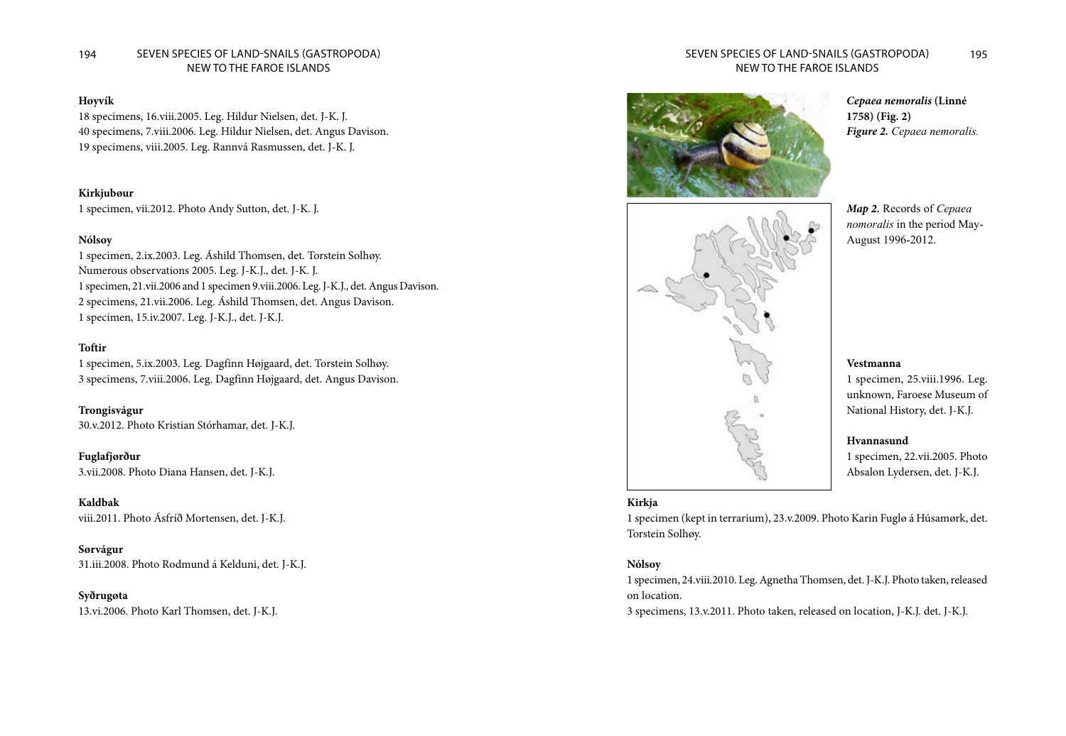**Hoyvík**

18 specimens, 16.viii.2005. Leg. Hildur Nielsen, det. J-K. J.
40 specimens, 7.viii.2006. Leg. Hildur Nielsen, det. Angus Davison.
19 specimens, viii.2005. Leg. Rannvá Rasmussen, det. J-K. J.

**Kirkjubøur**

1 specimen, vii.2012. Photo Andy Sutton, det. J-K. J.

**Nólsoy**

1 specimen, 2.ix.2003. Leg. Áshild Thomsen, det. Torstein Solhøy.
Numerous observations 2005. Leg. J-K.J., det. J-K. J.
1 specimen, 21.vii.2006 and 1 specimen 9.viii.2006. Leg. J-K.J., det. Angus Davison.
2 specimens, 21.vii.2006. Leg. Áshild Thomsen, det. Angus Davison.
1 specimen, 15.iv.2007. Leg. J-K.J., det. J-K.J.

**Toftir**

1 specimen, 5.ix.2003. Leg. Dagfinn Højgaard, det. Torstein Solhøy.
3 specimens, 7.viii.2006. Leg. Dagfinn Højgaard, det. Angus Davison.

**Trongisvágur**

30.v.2012. Photo Kristian Stórhamar, det. J-K.J.

**Fuglafjørður**

3.vii.2008. Photo Diana Hansen, det. J-K.J.

**Kaldbak**

viii.2011. Photo Ásfríð Mortensen, det. J-K.J.

**Sørvágur**

31.iii.2008. Photo Rodmund á Kelduni, det. J-K.J.

**Syðrugøta**

13.vi.2006. Photo Karl Thomsen, det. J-K.J.

## *Cepaea nemoralis* (Linné 1758) (Fig. 2)

***Figure 2.*** *Cepaea nemoralis.*

***Map 2.*** Records of *Cepaea nomoralis* in the period May-August 1996-2012.

**Vestmanna**

1 specimen, 25.viii.1996. Leg. unknown, Faroese Museum of National History, det. J-K.J.

**Hvannasund**

1 specimen, 22.vii.2005. Photo Absalon Lydersen, det. J-K.J.

**Kirkja**

1 specimen (kept in terrarium), 23.v.2009. Photo Karin Fuglø á Húsamørk, det. Torstein Solhøy.

**Nólsoy**

1 specimen, 24.viii.2010. Leg. Agnetha Thomsen, det. J-K.J. Photo taken, released on location.
3 specimens, 13.v.2011. Photo taken, released on location, J-K.J. det. J-K.J.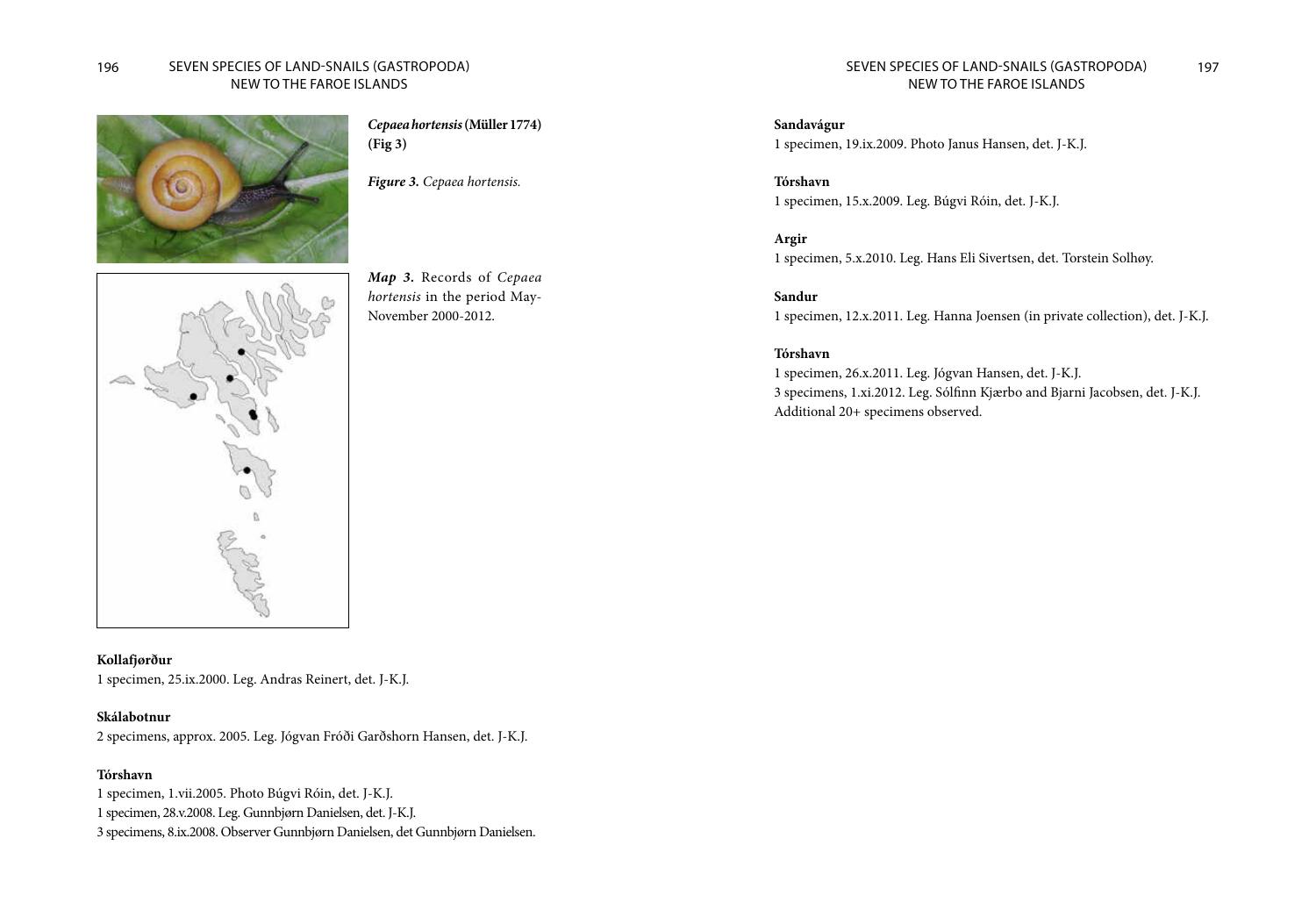***Cepaea hortensis* (Müller 1774) (Fig 3)**

***Figure 3.*** *Cepaea hortensis.*

***Map 3.*** Records of *Cepaea hortensis* in the period May-November 2000-2012.

**Kollafjørður**
1 specimen, 25.ix.2000. Leg. Andras Reinert, det. J-K.J.

**Skálabotnur**
2 specimens, approx. 2005. Leg. Jógvan Fróði Garðshorn Hansen, det. J-K.J.

**Tórshavn**
1 specimen, 1.vii.2005. Photo Búgvi Róin, det. J-K.J.
1 specimen, 28.v.2008. Leg. Gunnbjørn Danielsen, det. J-K.J.
3 specimens, 8.ix.2008. Observer Gunnbjørn Danielsen, det Gunnbjørn Danielsen.

**Sandavágur**
1 specimen, 19.ix.2009. Photo Janus Hansen, det. J-K.J.

**Tórshavn**
1 specimen, 15.x.2009. Leg. Búgvi Róin, det. J-K.J.

**Argir**
1 specimen, 5.x.2010. Leg. Hans Eli Sivertsen, det. Torstein Solhøy.

**Sandur**
1 specimen, 12.x.2011. Leg. Hanna Joensen (in private collection), det. J-K.J.

**Tórshavn**
1 specimen, 26.x.2011. Leg. Jógvan Hansen, det. J-K.J.
3 specimens, 1.xi.2012. Leg. Sólfinn Kjærbo and Bjarni Jacobsen, det. J-K.J.
Additional 20+ specimens observed.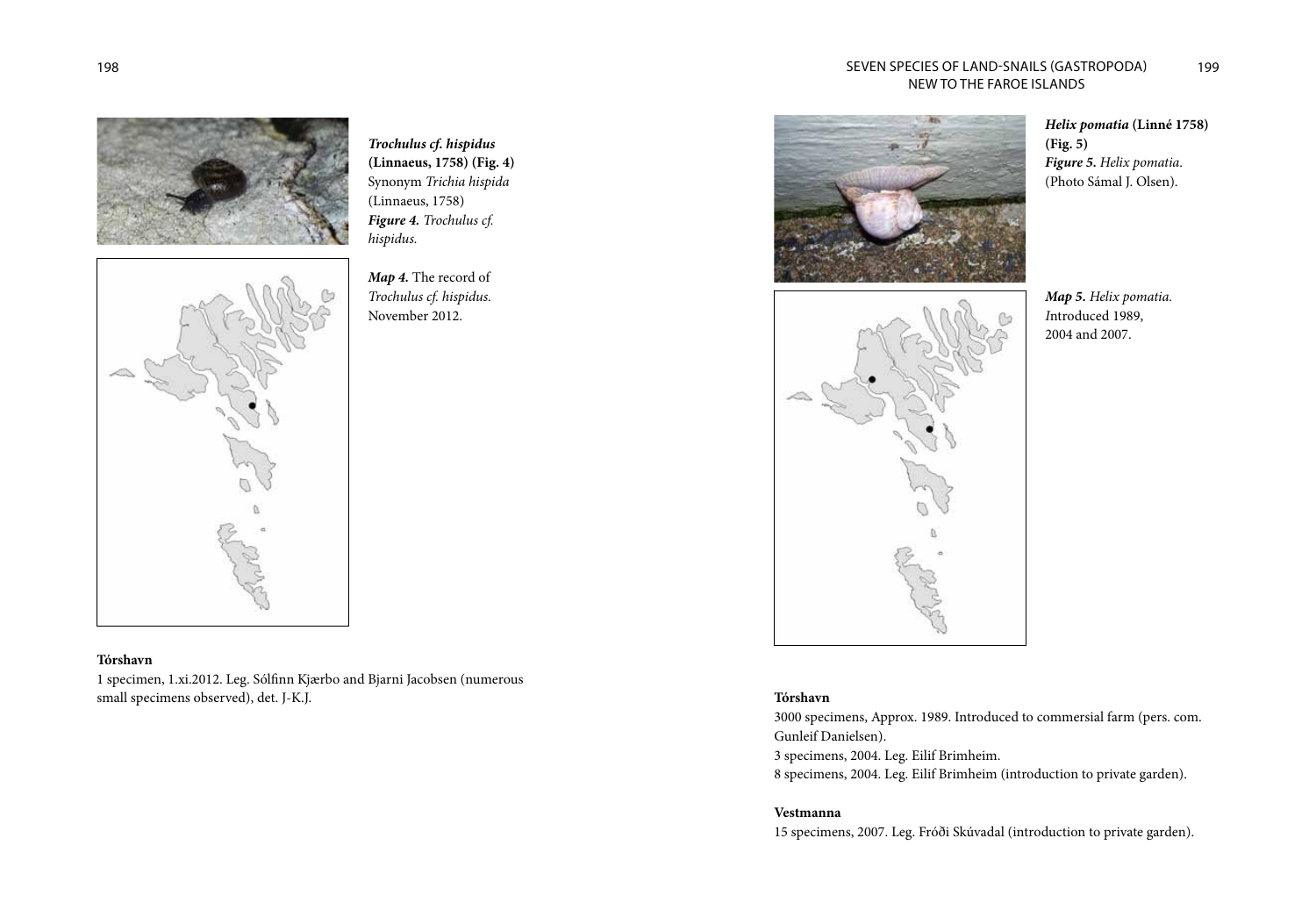***Trochulus cf. hispidus*** **(Linnaeus, 1758) (Fig. 4)**
Synonym *Trichia hispida* (Linnaeus, 1758)

***Figure 4.*** *Trochulus cf. hispidus.*

***Map 4.*** The record of *Trochulus cf. hispidus.* November 2012.

**Tórshavn**

1 specimen, 1.xi.2012. Leg. Sólfinn Kjærbo and Bjarni Jacobsen (numerous small specimens observed), det. J-K.J.

***Helix pomatia*** **(Linné 1758) (Fig. 5)**

***Figure 5.*** *Helix pomatia*. (Photo Sámal J. Olsen).

***Map 5.*** *Helix pomatia.* *I*ntroduced 1989, 2004 and 2007.

**Tórshavn**

3000 specimens, Approx. 1989. Introduced to commersial farm (pers. com. Gunleif Danielsen).

3 specimens, 2004. Leg. Eilif Brimheim.

8 specimens, 2004. Leg. Eilif Brimheim (introduction to private garden).

**Vestmanna**

15 specimens, 2007. Leg. Fróði Skúvadal (introduction to private garden).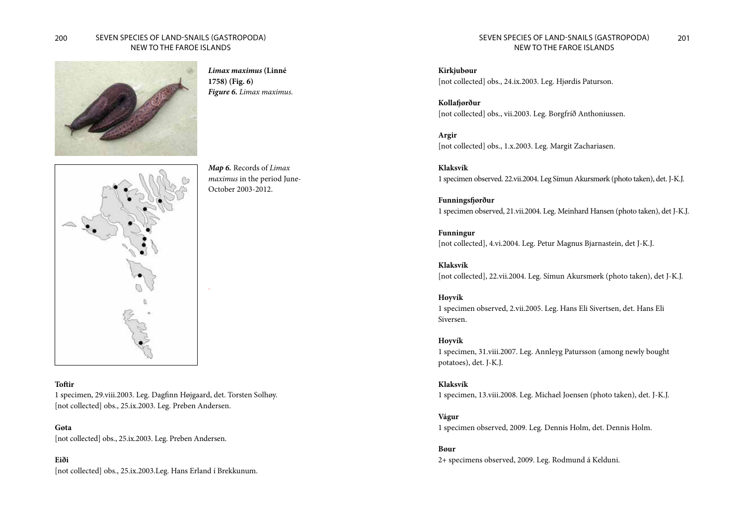***Limax maximus* (Linné 1758) (Fig. 6)**

***Figure 6.*** *Limax maximus.*

***Map 6.*** Records of *Limax maximus* in the period June-October 2003-2012.

**Toftir**
1 specimen, 29.viii.2003. Leg. Dagfinn Højgaard, det. Torsten Solhøy.
[not collected] obs., 25.ix.2003. Leg. Preben Andersen.

**Gøta**
[not collected] obs., 25.ix.2003. Leg. Preben Andersen.

**Eiði**
[not collected] obs., 25.ix.2003.Leg. Hans Erland í Brekkunum.

**Kirkjubøur**
[not collected] obs., 24.ix.2003. Leg. Hjørdis Paturson.

**Kollafjørður**
[not collected] obs., vii.2003. Leg. Borgfríð Anthoniussen.

**Argir**
[not collected] obs., 1.x.2003. Leg. Margit Zachariasen.

**Klaksvík**
1 specimen observed. 22.vii.2004. Leg Símun Akursmørk (photo taken), det. J-K.J.

**Funningsfjørður**
1 specimen observed, 21.vii.2004. Leg. Meinhard Hansen (photo taken), det J-K.J.

**Funningur**
[not collected], 4.vi.2004. Leg. Petur Magnus Bjarnastein, det J-K.J.

**Klaksvík**
[not collected], 22.vii.2004. Leg. Símun Akursmørk (photo taken), det J-K.J.

**Hoyvík**
1 specimen observed, 2.vii.2005. Leg. Hans Eli Sivertsen, det. Hans Eli Siversen.

**Hoyvík**
1 specimen, 31.viii.2007. Leg. Annleyg Patursson (among newly bought potatoes), det. J-K.J.

**Klaksvík**
1 specimen, 13.viii.2008. Leg. Michael Joensen (photo taken), det. J-K.J.

**Vágur**
1 specimen observed, 2009. Leg. Dennis Holm, det. Dennis Holm.

**Bøur**
2+ specimens observed, 2009. Leg. Rodmund á Kelduni.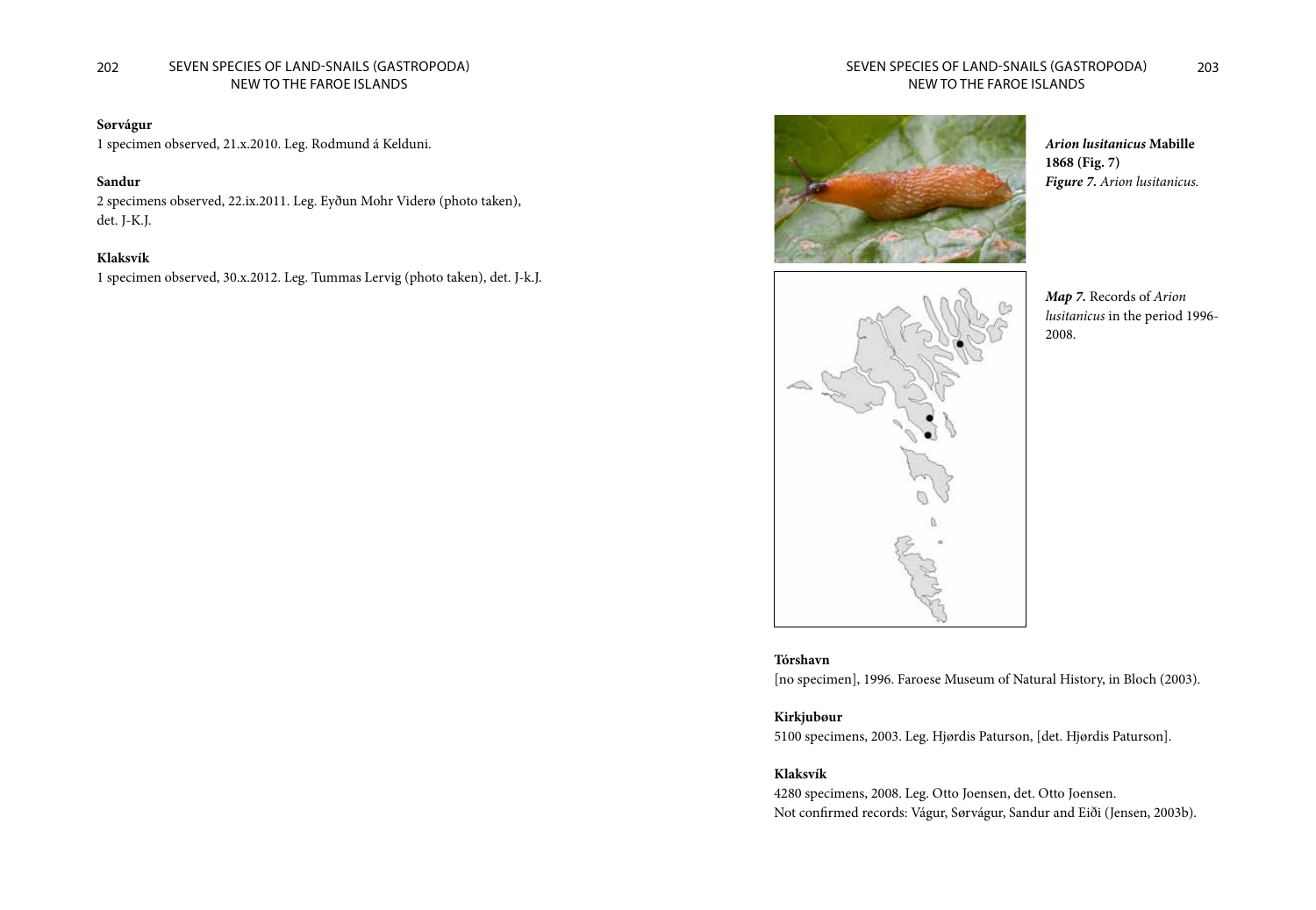**Sørvágur**

1 specimen observed, 21.x.2010. Leg. Rodmund á Kelduni.

**Sandur**

2 specimens observed, 22.ix.2011. Leg. Eyðun Mohr Viderø (photo taken), det. J-K.J.

**Klaksvík**

1 specimen observed, 30.x.2012. Leg. Tummas Lervig (photo taken), det. J-k.J.

***Arion lusitanicus* Mabille 1868 (Fig. 7)**

***Figure 7.*** *Arion lusitanicus.*

***Map 7.*** Records of *Arion lusitanicus* in the period 1996-2008.

**Tórshavn**

[no specimen], 1996. Faroese Museum of Natural History, in Bloch (2003).

**Kirkjubøur**

5100 specimens, 2003. Leg. Hjørdis Paturson, [det. Hjørdis Paturson].

**Klaksvík**

4280 specimens, 2008. Leg. Otto Joensen, det. Otto Joensen.

Not confirmed records: Vágur, Sørvágur, Sandur and Eiði (Jensen, 2003b).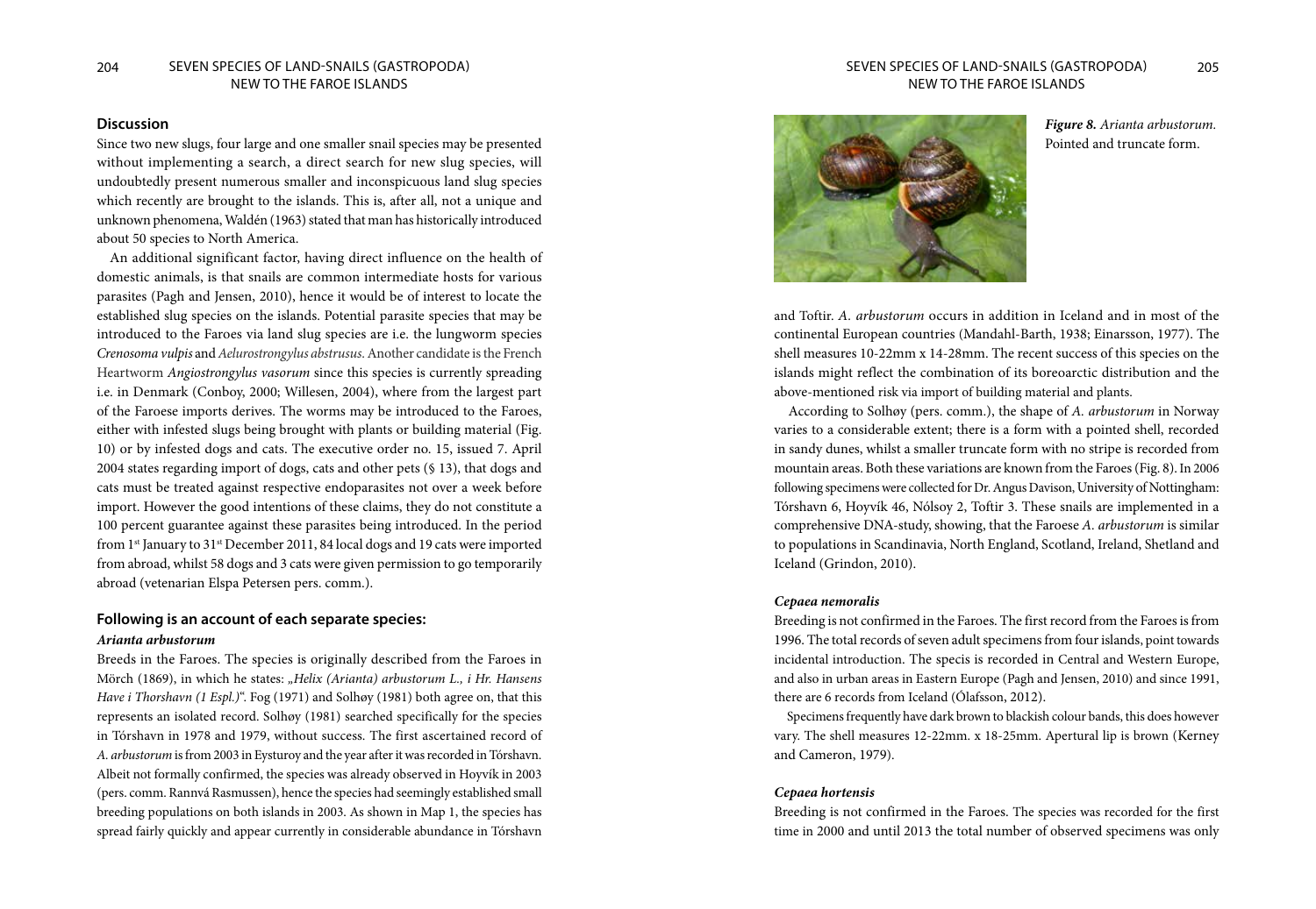## Discussion

Since two new slugs, four large and one smaller snail species may be presented without implementing a search, a direct search for new slug species, will undoubtedly present numerous smaller and inconspicuous land slug species which recently are brought to the islands. This is, after all, not a unique and unknown phenomena, Waldén (1963) stated that man has historically introduced about 50 species to North America.

An additional significant factor, having direct influence on the health of domestic animals, is that snails are common intermediate hosts for various parasites (Pagh and Jensen, 2010), hence it would be of interest to locate the established slug species on the islands. Potential parasite species that may be introduced to the Faroes via land slug species are i.e. the lungworm species *Crenosoma vulpis* and *Aelurostrongylus abstrusus*. Another candidate is the French Heartworm *Angiostrongylus vasorum* since this species is currently spreading i.e. in Denmark (Conboy, 2000; Willesen, 2004), where from the largest part of the Faroese imports derives. The worms may be introduced to the Faroes, either with infested slugs being brought with plants or building material (Fig. 10) or by infested dogs and cats. The executive order no. 15, issued 7. April 2004 states regarding import of dogs, cats and other pets (§ 13), that dogs and cats must be treated against respective endoparasites not over a week before import. However the good intentions of these claims, they do not constitute a 100 percent guarantee against these parasites being introduced. In the period from 1st January to 31st December 2011, 84 local dogs and 19 cats were imported from abroad, whilst 58 dogs and 3 cats were given permission to go temporarily abroad (vetenarian Elspa Petersen pers. comm.).

### Following is an account of each separate species:

#### *Arianta arbustorum*

Breeds in the Faroes. The species is originally described from the Faroes in Mörch (1869), in which he states: *„Helix (Arianta) arbustorum L., i Hr. Hansens Have i Thorshavn (1 Espl.)"*. Fog (1971) and Solhøy (1981) both agree on, that this represents an isolated record. Solhøy (1981) searched specifically for the species in Tórshavn in 1978 and 1979, without success. The first ascertained record of *A. arbustorum* is from 2003 in Eysturoy and the year after it was recorded in Tórshavn. Albeit not formally confirmed, the species was already observed in Hoyvík in 2003 (pers. comm. Rannvá Rasmussen), hence the species had seemingly established small breeding populations on both islands in 2003. As shown in Map 1, the species has spread fairly quickly and appear currently in considerable abundance in Tórshavn and Toftir. *A. arbustorum* occurs in addition in Iceland and in most of the continental European countries (Mandahl-Barth, 1938; Einarsson, 1977). The shell measures 10-22mm x 14-28mm. The recent success of this species on the islands might reflect the combination of its boreoarctic distribution and the above-mentioned risk via import of building material and plants.

***Figure 8.*** *Arianta arbustorum.* Pointed and truncate form.

According to Solhøy (pers. comm.), the shape of *A. arbustorum* in Norway varies to a considerable extent; there is a form with a pointed shell, recorded in sandy dunes, whilst a smaller truncate form with no stripe is recorded from mountain areas. Both these variations are known from the Faroes (Fig. 8). In 2006 following specimens were collected for Dr. Angus Davison, University of Nottingham: Tórshavn 6, Hoyvík 46, Nólsoy 2, Toftir 3. These snails are implemented in a comprehensive DNA-study, showing, that the Faroese *A. arbustorum* is similar to populations in Scandinavia, North England, Scotland, Ireland, Shetland and Iceland (Grindon, 2010).

#### *Cepaea nemoralis*

Breeding is not confirmed in the Faroes. The first record from the Faroes is from 1996. The total records of seven adult specimens from four islands, point towards incidental introduction. The specis is recorded in Central and Western Europe, and also in urban areas in Eastern Europe (Pagh and Jensen, 2010) and since 1991, there are 6 records from Iceland (Ólafsson, 2012).

Specimens frequently have dark brown to blackish colour bands, this does however vary. The shell measures 12-22mm. x 18-25mm. Apertural lip is brown (Kerney and Cameron, 1979).

#### *Cepaea hortensis*

Breeding is not confirmed in the Faroes. The species was recorded for the first time in 2000 and until 2013 the total number of observed specimens was only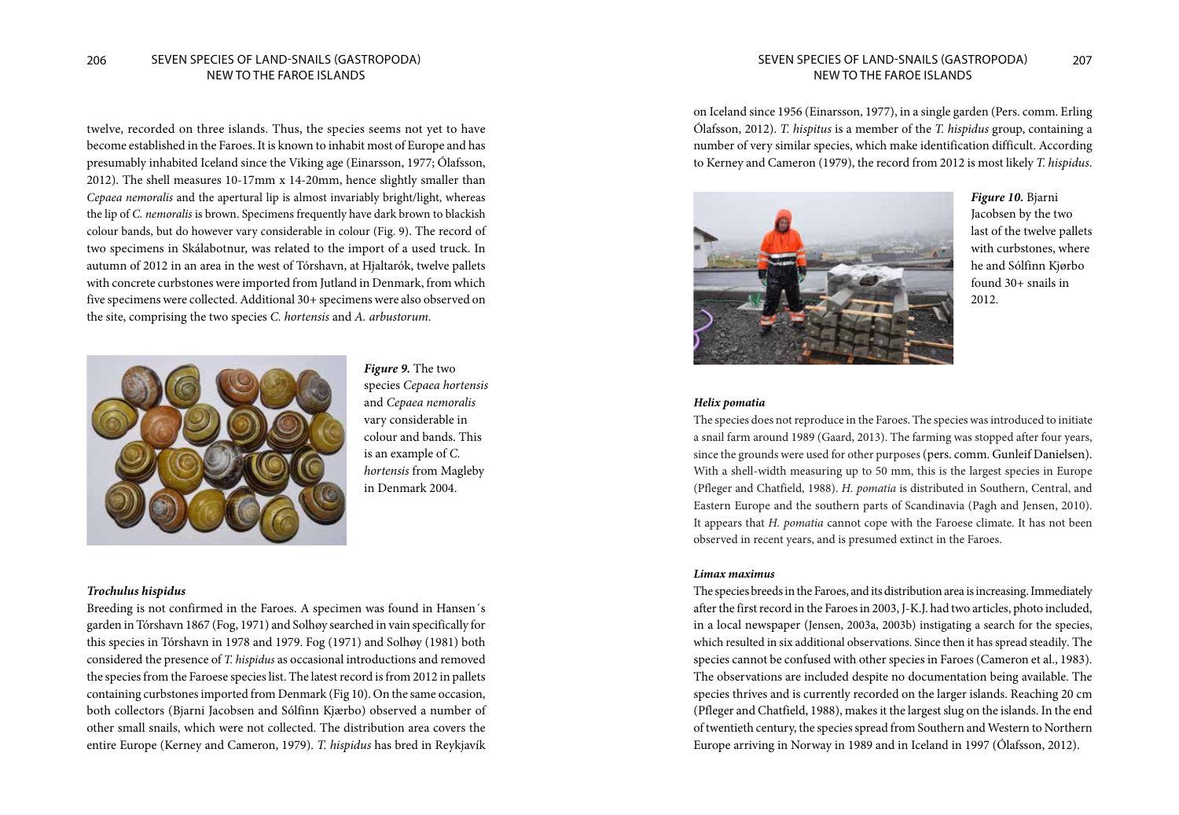twelve, recorded on three islands. Thus, the species seems not yet to have become established in the Faroes. It is known to inhabit most of Europe and has presumably inhabited Iceland since the Viking age (Einarsson, 1977; Ólafsson, 2012). The shell measures 10-17mm x 14-20mm, hence slightly smaller than *Cepaea nemoralis* and the apertural lip is almost invariably bright/light, whereas the lip of *C. nemoralis* is brown. Specimens frequently have dark brown to blackish colour bands, but do however vary considerable in colour (Fig. 9). The record of two specimens in Skálabotnur, was related to the import of a used truck. In autumn of 2012 in an area in the west of Tórshavn, at Hjaltarók, twelve pallets with concrete curbstones were imported from Jutland in Denmark, from which five specimens were collected. Additional 30+ specimens were also observed on the site, comprising the two species *C. hortensis* and *A. arbustorum*.

***Figure 9.*** The two species *Cepaea hortensis* and *Cepaea nemoralis* vary considerable in colour and bands. This is an example of *C. hortensis* from Magleby in Denmark 2004.

#### *Trochulus hispidus*

Breeding is not confirmed in the Faroes. A specimen was found in Hansen´s garden in Tórshavn 1867 (Fog, 1971) and Solhøy searched in vain specifically for this species in Tórshavn in 1978 and 1979. Fog (1971) and Solhøy (1981) both considered the presence of *T. hispidus* as occasional introductions and removed the species from the Faroese species list. The latest record is from 2012 in pallets containing curbstones imported from Denmark (Fig 10). On the same occasion, both collectors (Bjarni Jacobsen and Sólfinn Kjærbo) observed a number of other small snails, which were not collected. The distribution area covers the entire Europe (Kerney and Cameron, 1979). *T. hispidus* has bred in Reykjavík on Iceland since 1956 (Einarsson, 1977), in a single garden (Pers. comm. Erling Ólafsson, 2012). *T. hispitus* is a member of the *T. hispidus* group, containing a number of very similar species, which make identification difficult. According to Kerney and Cameron (1979), the record from 2012 is most likely *T. hispidus*.

***Figure 10.*** Bjarni Jacobsen by the two last of the twelve pallets with curbstones, where he and Sólfinn Kjørbo found 30+ snails in 2012.

#### *Helix pomatia*

The species does not reproduce in the Faroes. The species was introduced to initiate a snail farm around 1989 (Gaard, 2013). The farming was stopped after four years, since the grounds were used for other purposes (pers. comm. Gunleif Danielsen). With a shell-width measuring up to 50 mm, this is the largest species in Europe (Pfleger and Chatfield, 1988). *H. pomatia* is distributed in Southern, Central, and Eastern Europe and the southern parts of Scandinavia (Pagh and Jensen, 2010). It appears that *H. pomatia* cannot cope with the Faroese climate. It has not been observed in recent years, and is presumed extinct in the Faroes.

#### *Limax maximus*

The species breeds in the Faroes, and its distribution area is increasing. Immediately after the first record in the Faroes in 2003, J-K.J. had two articles, photo included, in a local newspaper (Jensen, 2003a, 2003b) instigating a search for the species, which resulted in six additional observations. Since then it has spread steadily. The species cannot be confused with other species in Faroes (Cameron et al., 1983). The observations are included despite no documentation being available. The species thrives and is currently recorded on the larger islands. Reaching 20 cm (Pfleger and Chatfield, 1988), makes it the largest slug on the islands. In the end of twentieth century, the species spread from Southern and Western to Northern Europe arriving in Norway in 1989 and in Iceland in 1997 (Ólafsson, 2012).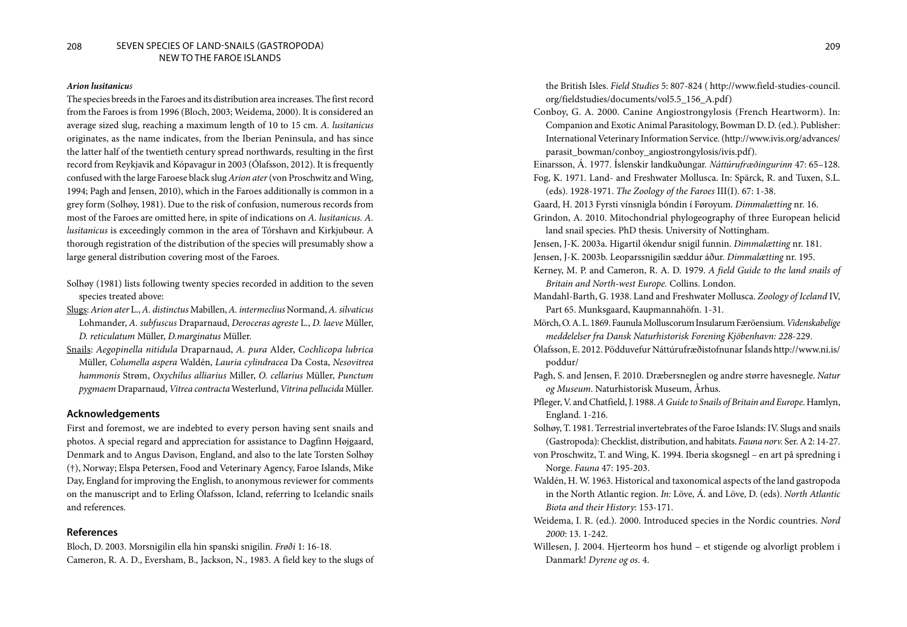### *Arion lusitanicus*

The species breeds in the Faroes and its distribution area increases. The first record from the Faroes is from 1996 (Bloch, 2003; Weidema, 2000). It is considered an average sized slug, reaching a maximum length of 10 to 15 cm. *A. lusitanicus* originates, as the name indicates, from the Iberian Peninsula, and has since the latter half of the twentieth century spread northwards, resulting in the first record from Reykjavik and Kópavagur in 2003 (Ólafsson, 2012). It is frequently confused with the large Faroese black slug *Arion ater* (von Proschwitz and Wing, 1994; Pagh and Jensen, 2010), which in the Faroes additionally is common in a grey form (Solhøy, 1981). Due to the risk of confusion, numerous records from most of the Faroes are omitted here, in spite of indications on *A. lusitanicus. A. lusitanicus* is exceedingly common in the area of Tórshavn and Kirkjubøur. A thorough registration of the distribution of the species will presumably show a large general distribution covering most of the Faroes.

Solhøy (1981) lists following twenty species recorded in addition to the seven species treated above:

Slugs: *Arion ater* L., *A. distinctus* Mabillen, *A. intermeclius* Normand, *A. silvaticus* Lohmander, *A. subfuscus* Draparnaud, *Deroceras agreste* L., *D. laeve* Müller, *D. reticulatum* Müller, *D.marginatus* Müller.

Snails: *Aegopinella nitidula* Draparnaud, *A. pura* Alder, *Cochlicopa lubrica* Müller, *Columella aspera* Waldén, *Lauria cylindracea* Da Costa, *Nesovitrea hammonis* Strøm, *Oxychilus alliarius* Miller, *O. cellarius* Müller, *Punctum pygmaem* Draparnaud, *Vitrea contracta* Westerlund, *Vitrina pellucida* Müller.

## Acknowledgements

First and foremost, we are indebted to every person having sent snails and photos. A special regard and appreciation for assistance to Dagfinn Højgaard, Denmark and to Angus Davison, England, and also to the late Torsten Solhøy (†), Norway; Elspa Petersen, Food and Veterinary Agency, Faroe Islands, Mike Day, England for improving the English, to anonymous reviewer for comments on the manuscript and to Erling Ólafsson, Icland, referring to Icelandic snails and references.

## References

Bloch, D. 2003. Morsnigilin ella hin spanski snigilin. *Frøði* 1: 16-18.

Cameron, R. A. D., Eversham, B., Jackson, N., 1983. A field key to the slugs of the British Isles. *Field Studies* 5: 807-824 ( http://www.field-studies-council.org/fieldstudies/documents/vol5.5_156_A.pdf)

Conboy, G. A. 2000. Canine Angiostrongylosis (French Heartworm). In: Companion and Exotic Animal Parasitology, Bowman D. D. (ed.). Publisher: International Veterinary Information Service. (http://www.ivis.org/advances/parasit_bowman/conboy_angiostrongylosis/ivis.pdf).

Einarsson, Á. 1977. Íslenskir landkuðungar. *Náttúrufræðingurinn* 47: 65–128.

Fog, K. 1971. Land- and Freshwater Mollusca. In: Spärck, R. and Tuxen, S.L. (eds). 1928-1971. *The Zoology of the Faroes* III(I). 67: 1-38.

Gaard, H. 2013 Fyrsti vínsnigla bóndin í Føroyum. *Dimmalætting* nr. 16.

Grindon, A. 2010. Mitochondrial phylogeography of three European helicid land snail species. PhD thesis. University of Nottingham.

Jensen, J-K. 2003a. Higartil ókendur snigil funnin. *Dimmalætting* nr. 181.

Jensen, J-K. 2003b. Leoparssnigilin sæddur áður. *Dimmalætting* nr. 195.

Kerney, M. P. and Cameron, R. A. D. 1979. *A field Guide to the land snails of Britain and North-west Europe.* Collins. London.

Mandahl-Barth, G. 1938. Land and Freshwater Mollusca. *Zoology of Iceland* IV, Part 65. Munksgaard, Kaupmannahöfn. 1-31.

Mörch, O. A. L. 1869. Faunula Molluscorum Insularum Færöensium. *Videnskabelige meddelelser fra Dansk Naturhistorisk Forening Kjöbenhavn: 228*-229.

Ólafsson, E. 2012. Pödduvefur Náttúrufræðistofnunar Íslands http://www.ni.is/poddur/

Pagh, S. and Jensen, F. 2010. Dræbersneglen og andre større havesnegle. *Natur og Museum*. Naturhistorisk Museum, Århus.

Pfleger, V. and Chatfield, J. 1988. *A Guide to Snails of Britain and Europe*. Hamlyn, England. 1-216.

Solhøy, T. 1981. Terrestrial invertebrates of the Faroe Islands: IV. Slugs and snails (Gastropoda): Checklist, distribution, and habitats. *Fauna norv.* Ser. A 2: 14-27.

von Proschwitz, T. and Wing, K. 1994. Iberia skogsnegl – en art på spredning i Norge. *Fauna* 47: 195-203.

Waldén, H. W. 1963. Historical and taxonomical aspects of the land gastropoda in the North Atlantic region. *In:* Löve, Á. and Löve, D. (eds). *North Atlantic Biota and their History*: 153-171.

Weidema, I. R. (ed.). 2000. Introduced species in the Nordic countries. *Nord 2000*: 13. 1-242.

Willesen, J. 2004. Hjerteorm hos hund – et stigende og alvorligt problem i Danmark! *Dyrene og os*. 4.